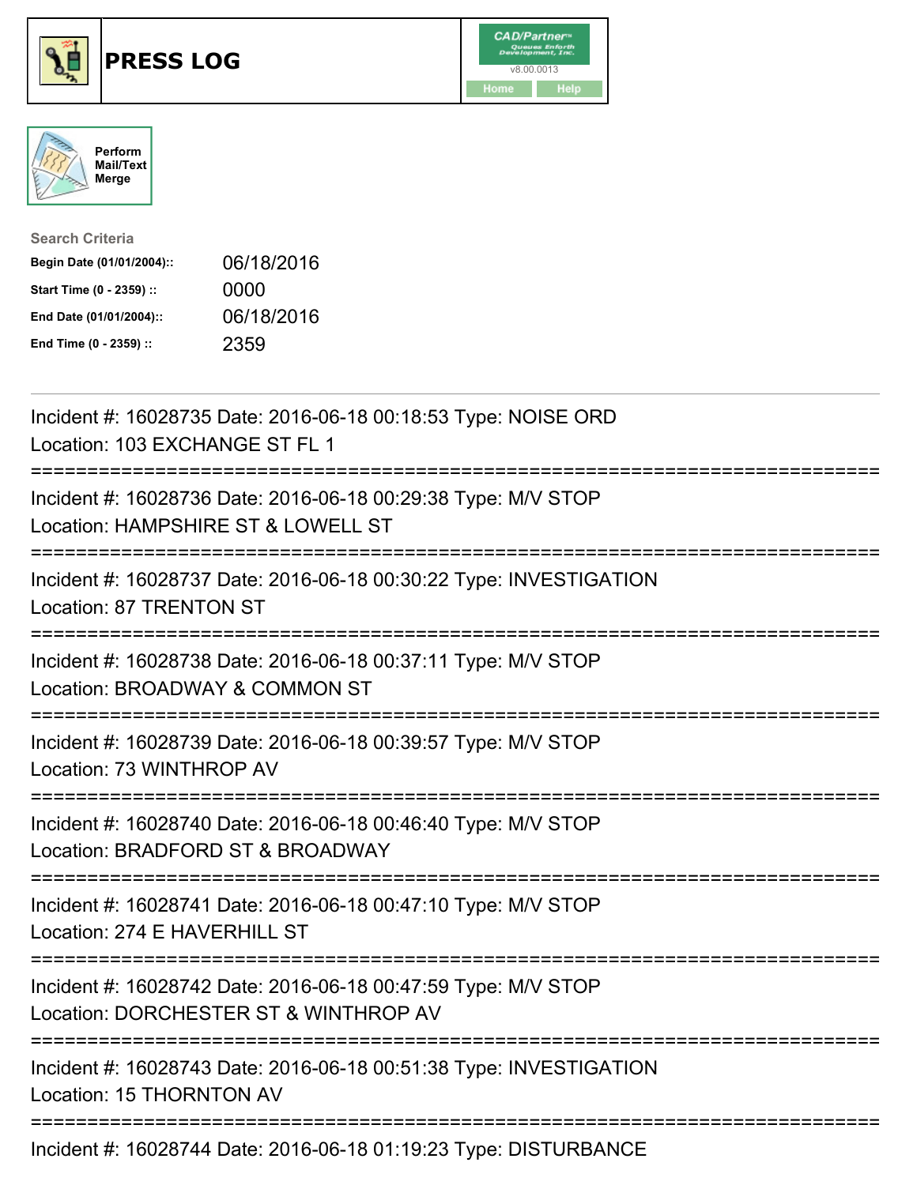# PRESS LOG

Perform Mail/Text Merge

**Search Criteria**

| | |
|---|---|
| **Begin Date (01/01/2004)::** | 06/18/2016 |
| **Start Time (0 - 2359) ::** | 0000 |
| **End Date (01/01/2004)::** | 06/18/2016 |
| **End Time (0 - 2359) ::** | 2359 |

Incident #: 16028735 Date: 2016-06-18 00:18:53 Type: NOISE ORD
Location: 103 EXCHANGE ST FL 1

===========================================================================

Incident #: 16028736 Date: 2016-06-18 00:29:38 Type: M/V STOP
Location: HAMPSHIRE ST & LOWELL ST

===========================================================================

Incident #: 16028737 Date: 2016-06-18 00:30:22 Type: INVESTIGATION
Location: 87 TRENTON ST

===========================================================================

Incident #: 16028738 Date: 2016-06-18 00:37:11 Type: M/V STOP
Location: BROADWAY & COMMON ST

===========================================================================

Incident #: 16028739 Date: 2016-06-18 00:39:57 Type: M/V STOP
Location: 73 WINTHROP AV

===========================================================================

Incident #: 16028740 Date: 2016-06-18 00:46:40 Type: M/V STOP
Location: BRADFORD ST & BROADWAY

===========================================================================

Incident #: 16028741 Date: 2016-06-18 00:47:10 Type: M/V STOP
Location: 274 E HAVERHILL ST

===========================================================================

Incident #: 16028742 Date: 2016-06-18 00:47:59 Type: M/V STOP
Location: DORCHESTER ST & WINTHROP AV

===========================================================================

Incident #: 16028743 Date: 2016-06-18 00:51:38 Type: INVESTIGATION
Location: 15 THORNTON AV

===========================================================================

Incident #: 16028744 Date: 2016-06-18 01:19:23 Type: DISTURBANCE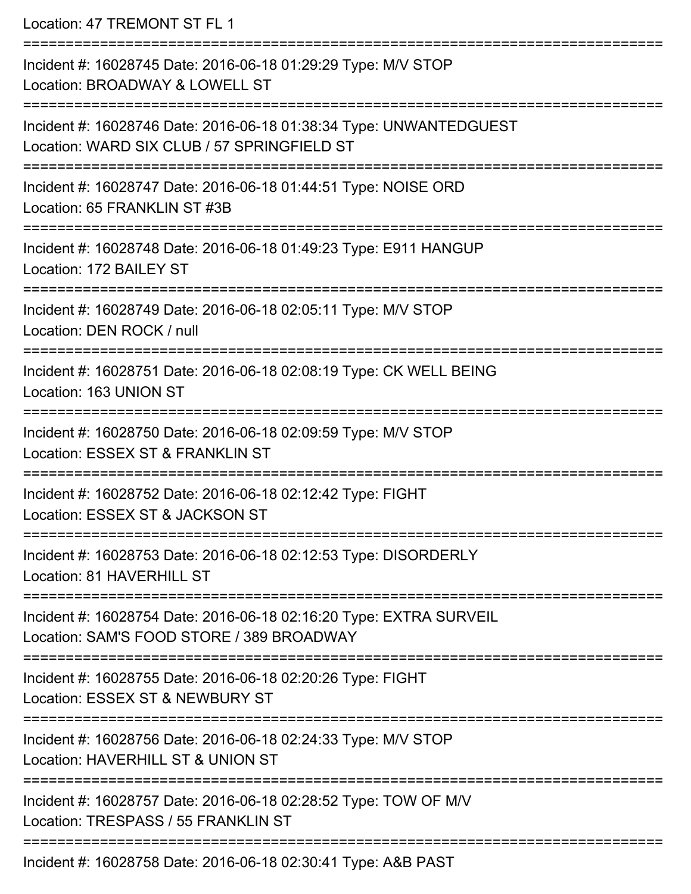Location: 47 TREMONT ST FL 1

===========================================================================

Incident #: 16028745 Date: 2016-06-18 01:29:29 Type: M/V STOP
Location: BROADWAY & LOWELL ST

===========================================================================

Incident #: 16028746 Date: 2016-06-18 01:38:34 Type: UNWANTEDGUEST
Location: WARD SIX CLUB / 57 SPRINGFIELD ST

===========================================================================

Incident #: 16028747 Date: 2016-06-18 01:44:51 Type: NOISE ORD
Location: 65 FRANKLIN ST #3B

===========================================================================

Incident #: 16028748 Date: 2016-06-18 01:49:23 Type: E911 HANGUP
Location: 172 BAILEY ST

===========================================================================

Incident #: 16028749 Date: 2016-06-18 02:05:11 Type: M/V STOP
Location: DEN ROCK / null

===========================================================================

Incident #: 16028751 Date: 2016-06-18 02:08:19 Type: CK WELL BEING
Location: 163 UNION ST

===========================================================================

Incident #: 16028750 Date: 2016-06-18 02:09:59 Type: M/V STOP
Location: ESSEX ST & FRANKLIN ST

===========================================================================

Incident #: 16028752 Date: 2016-06-18 02:12:42 Type: FIGHT
Location: ESSEX ST & JACKSON ST

===========================================================================

Incident #: 16028753 Date: 2016-06-18 02:12:53 Type: DISORDERLY
Location: 81 HAVERHILL ST

===========================================================================

Incident #: 16028754 Date: 2016-06-18 02:16:20 Type: EXTRA SURVEIL
Location: SAM'S FOOD STORE / 389 BROADWAY

===========================================================================

Incident #: 16028755 Date: 2016-06-18 02:20:26 Type: FIGHT
Location: ESSEX ST & NEWBURY ST

===========================================================================

Incident #: 16028756 Date: 2016-06-18 02:24:33 Type: M/V STOP
Location: HAVERHILL ST & UNION ST

===========================================================================

Incident #: 16028757 Date: 2016-06-18 02:28:52 Type: TOW OF M/V
Location: TRESPASS / 55 FRANKLIN ST

===========================================================================

Incident #: 16028758 Date: 2016-06-18 02:30:41 Type: A&B PAST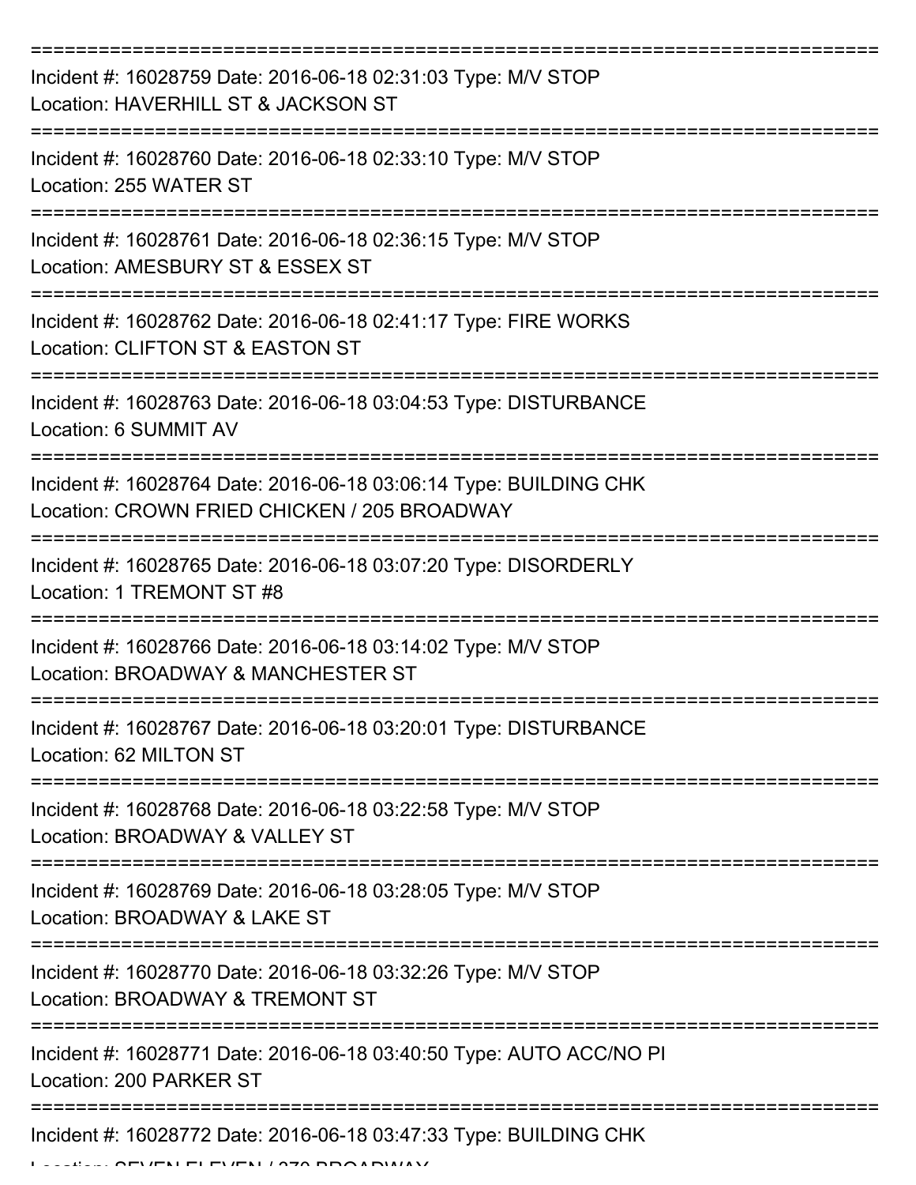===========================================================================

Incident #: 16028759 Date: 2016-06-18 02:31:03 Type: M/V STOP
Location: HAVERHILL ST & JACKSON ST

===========================================================================

Incident #: 16028760 Date: 2016-06-18 02:33:10 Type: M/V STOP
Location: 255 WATER ST

===========================================================================

Incident #: 16028761 Date: 2016-06-18 02:36:15 Type: M/V STOP
Location: AMESBURY ST & ESSEX ST

===========================================================================

Incident #: 16028762 Date: 2016-06-18 02:41:17 Type: FIRE WORKS
Location: CLIFTON ST & EASTON ST

===========================================================================

Incident #: 16028763 Date: 2016-06-18 03:04:53 Type: DISTURBANCE
Location: 6 SUMMIT AV

===========================================================================

Incident #: 16028764 Date: 2016-06-18 03:06:14 Type: BUILDING CHK
Location: CROWN FRIED CHICKEN / 205 BROADWAY

===========================================================================

Incident #: 16028765 Date: 2016-06-18 03:07:20 Type: DISORDERLY
Location: 1 TREMONT ST #8

===========================================================================

Incident #: 16028766 Date: 2016-06-18 03:14:02 Type: M/V STOP
Location: BROADWAY & MANCHESTER ST

===========================================================================

Incident #: 16028767 Date: 2016-06-18 03:20:01 Type: DISTURBANCE
Location: 62 MILTON ST

===========================================================================

Incident #: 16028768 Date: 2016-06-18 03:22:58 Type: M/V STOP
Location: BROADWAY & VALLEY ST

===========================================================================

Incident #: 16028769 Date: 2016-06-18 03:28:05 Type: M/V STOP
Location: BROADWAY & LAKE ST

===========================================================================

Incident #: 16028770 Date: 2016-06-18 03:32:26 Type: M/V STOP
Location: BROADWAY & TREMONT ST

===========================================================================

Incident #: 16028771 Date: 2016-06-18 03:40:50 Type: AUTO ACC/NO PI
Location: 200 PARKER ST

===========================================================================

Incident #: 16028772 Date: 2016-06-18 03:47:33 Type: BUILDING CHK
Location: SEVEN ELEVEN / 370 BROADWAY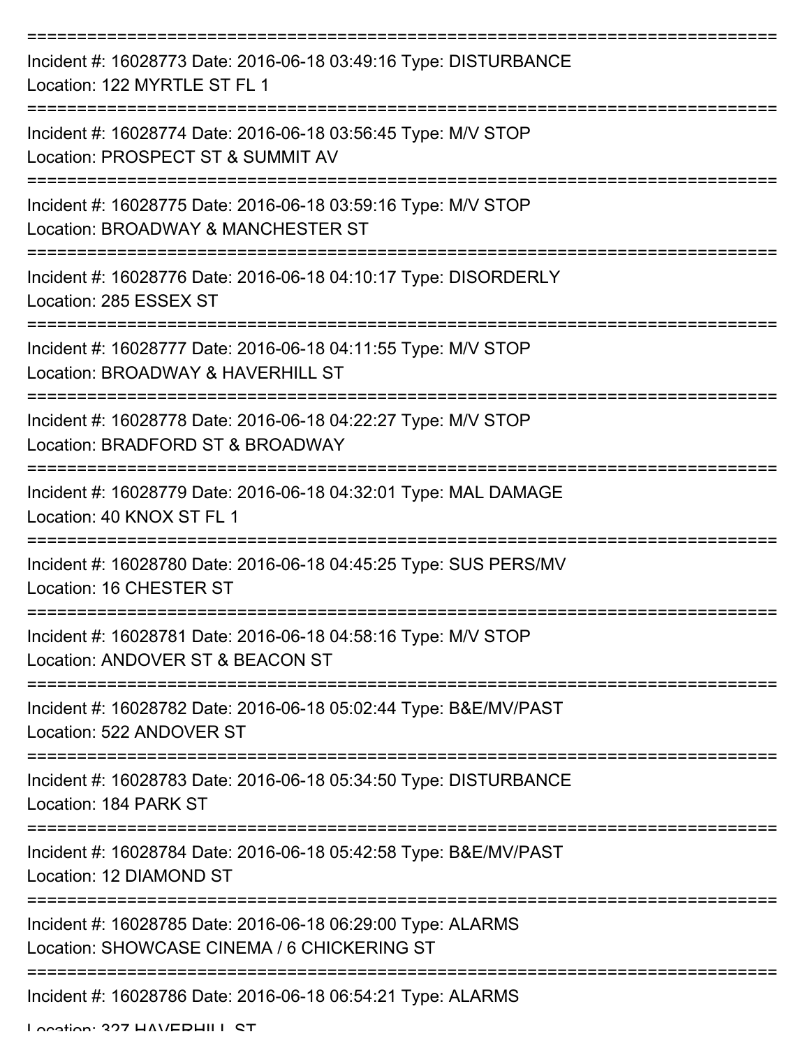===========================================================================

Incident #: 16028773 Date: 2016-06-18 03:49:16 Type: DISTURBANCE
Location: 122 MYRTLE ST FL 1

===========================================================================

Incident #: 16028774 Date: 2016-06-18 03:56:45 Type: M/V STOP
Location: PROSPECT ST & SUMMIT AV

===========================================================================

Incident #: 16028775 Date: 2016-06-18 03:59:16 Type: M/V STOP
Location: BROADWAY & MANCHESTER ST

===========================================================================

Incident #: 16028776 Date: 2016-06-18 04:10:17 Type: DISORDERLY
Location: 285 ESSEX ST

===========================================================================

Incident #: 16028777 Date: 2016-06-18 04:11:55 Type: M/V STOP
Location: BROADWAY & HAVERHILL ST

===========================================================================

Incident #: 16028778 Date: 2016-06-18 04:22:27 Type: M/V STOP
Location: BRADFORD ST & BROADWAY

===========================================================================

Incident #: 16028779 Date: 2016-06-18 04:32:01 Type: MAL DAMAGE
Location: 40 KNOX ST FL 1

===========================================================================

Incident #: 16028780 Date: 2016-06-18 04:45:25 Type: SUS PERS/MV
Location: 16 CHESTER ST

===========================================================================

Incident #: 16028781 Date: 2016-06-18 04:58:16 Type: M/V STOP
Location: ANDOVER ST & BEACON ST

===========================================================================

Incident #: 16028782 Date: 2016-06-18 05:02:44 Type: B&E/MV/PAST
Location: 522 ANDOVER ST

===========================================================================

Incident #: 16028783 Date: 2016-06-18 05:34:50 Type: DISTURBANCE
Location: 184 PARK ST

===========================================================================

Incident #: 16028784 Date: 2016-06-18 05:42:58 Type: B&E/MV/PAST
Location: 12 DIAMOND ST

===========================================================================

Incident #: 16028785 Date: 2016-06-18 06:29:00 Type: ALARMS
Location: SHOWCASE CINEMA / 6 CHICKERING ST

===========================================================================

Incident #: 16028786 Date: 2016-06-18 06:54:21 Type: ALARMS
Location: 327 HAVERHILL ST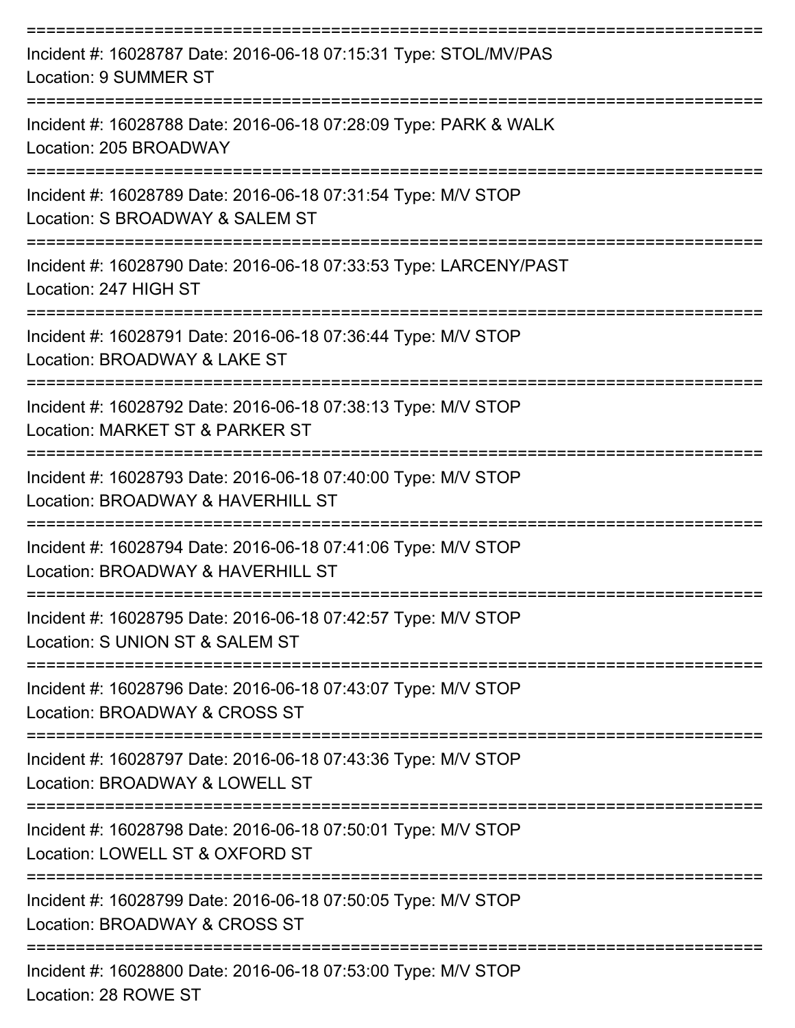===========================================================================
Incident #: 16028787 Date: 2016-06-18 07:15:31 Type: STOL/MV/PAS
Location: 9 SUMMER ST
===========================================================================
Incident #: 16028788 Date: 2016-06-18 07:28:09 Type: PARK & WALK
Location: 205 BROADWAY
===========================================================================
Incident #: 16028789 Date: 2016-06-18 07:31:54 Type: M/V STOP
Location: S BROADWAY & SALEM ST
===========================================================================
Incident #: 16028790 Date: 2016-06-18 07:33:53 Type: LARCENY/PAST
Location: 247 HIGH ST
===========================================================================
Incident #: 16028791 Date: 2016-06-18 07:36:44 Type: M/V STOP
Location: BROADWAY & LAKE ST
===========================================================================
Incident #: 16028792 Date: 2016-06-18 07:38:13 Type: M/V STOP
Location: MARKET ST & PARKER ST
===========================================================================
Incident #: 16028793 Date: 2016-06-18 07:40:00 Type: M/V STOP
Location: BROADWAY & HAVERHILL ST
===========================================================================
Incident #: 16028794 Date: 2016-06-18 07:41:06 Type: M/V STOP
Location: BROADWAY & HAVERHILL ST
===========================================================================
Incident #: 16028795 Date: 2016-06-18 07:42:57 Type: M/V STOP
Location: S UNION ST & SALEM ST
===========================================================================
Incident #: 16028796 Date: 2016-06-18 07:43:07 Type: M/V STOP
Location: BROADWAY & CROSS ST
===========================================================================
Incident #: 16028797 Date: 2016-06-18 07:43:36 Type: M/V STOP
Location: BROADWAY & LOWELL ST
===========================================================================
Incident #: 16028798 Date: 2016-06-18 07:50:01 Type: M/V STOP
Location: LOWELL ST & OXFORD ST
===========================================================================
Incident #: 16028799 Date: 2016-06-18 07:50:05 Type: M/V STOP
Location: BROADWAY & CROSS ST
===========================================================================
Incident #: 16028800 Date: 2016-06-18 07:53:00 Type: M/V STOP
Location: 28 ROWE ST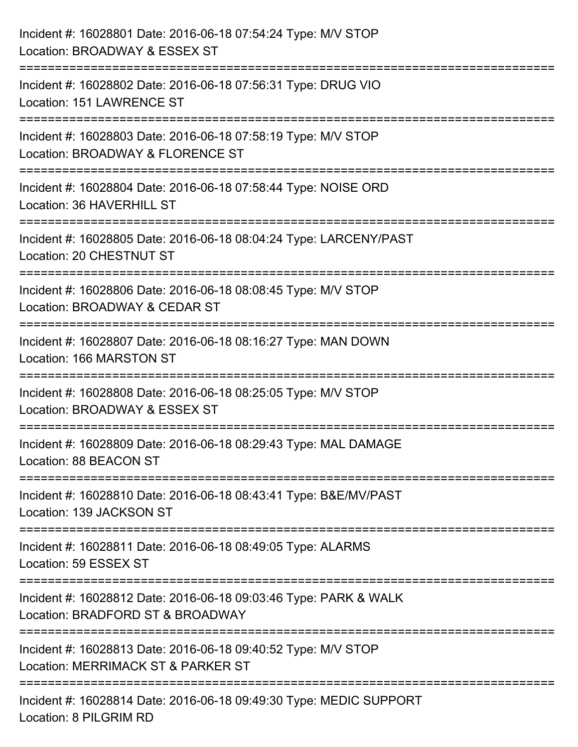Incident #: 16028801 Date: 2016-06-18 07:54:24 Type: M/V STOP
Location: BROADWAY & ESSEX ST

===========================================================================

Incident #: 16028802 Date: 2016-06-18 07:56:31 Type: DRUG VIO
Location: 151 LAWRENCE ST

===========================================================================

Incident #: 16028803 Date: 2016-06-18 07:58:19 Type: M/V STOP
Location: BROADWAY & FLORENCE ST

===========================================================================

Incident #: 16028804 Date: 2016-06-18 07:58:44 Type: NOISE ORD
Location: 36 HAVERHILL ST

===========================================================================

Incident #: 16028805 Date: 2016-06-18 08:04:24 Type: LARCENY/PAST
Location: 20 CHESTNUT ST

===========================================================================

Incident #: 16028806 Date: 2016-06-18 08:08:45 Type: M/V STOP
Location: BROADWAY & CEDAR ST

===========================================================================

Incident #: 16028807 Date: 2016-06-18 08:16:27 Type: MAN DOWN
Location: 166 MARSTON ST

===========================================================================

Incident #: 16028808 Date: 2016-06-18 08:25:05 Type: M/V STOP
Location: BROADWAY & ESSEX ST

===========================================================================

Incident #: 16028809 Date: 2016-06-18 08:29:43 Type: MAL DAMAGE
Location: 88 BEACON ST

===========================================================================

Incident #: 16028810 Date: 2016-06-18 08:43:41 Type: B&E/MV/PAST
Location: 139 JACKSON ST

===========================================================================

Incident #: 16028811 Date: 2016-06-18 08:49:05 Type: ALARMS
Location: 59 ESSEX ST

===========================================================================

Incident #: 16028812 Date: 2016-06-18 09:03:46 Type: PARK & WALK
Location: BRADFORD ST & BROADWAY

===========================================================================

Incident #: 16028813 Date: 2016-06-18 09:40:52 Type: M/V STOP
Location: MERRIMACK ST & PARKER ST

===========================================================================

Incident #: 16028814 Date: 2016-06-18 09:49:30 Type: MEDIC SUPPORT
Location: 8 PILGRIM RD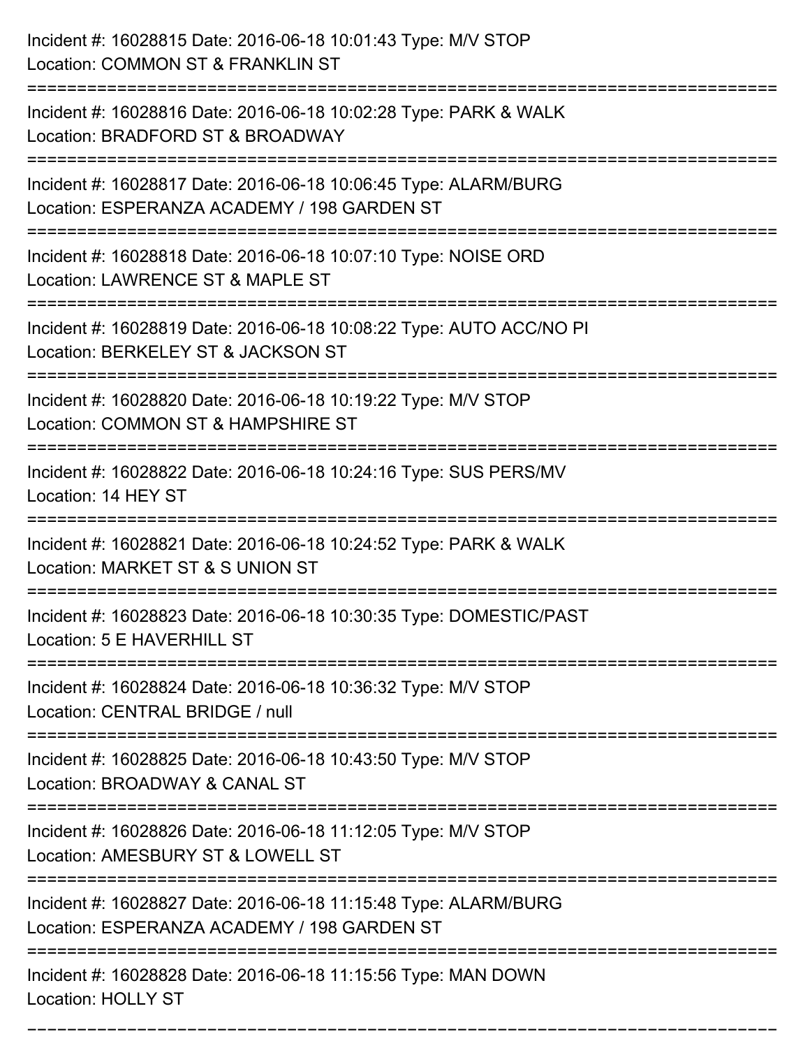Incident #: 16028815 Date: 2016-06-18 10:01:43 Type: M/V STOP
Location: COMMON ST & FRANKLIN ST

===========================================================================

Incident #: 16028816 Date: 2016-06-18 10:02:28 Type: PARK & WALK
Location: BRADFORD ST & BROADWAY

===========================================================================

Incident #: 16028817 Date: 2016-06-18 10:06:45 Type: ALARM/BURG
Location: ESPERANZA ACADEMY / 198 GARDEN ST

===========================================================================

Incident #: 16028818 Date: 2016-06-18 10:07:10 Type: NOISE ORD
Location: LAWRENCE ST & MAPLE ST

===========================================================================

Incident #: 16028819 Date: 2016-06-18 10:08:22 Type: AUTO ACC/NO PI
Location: BERKELEY ST & JACKSON ST

===========================================================================

Incident #: 16028820 Date: 2016-06-18 10:19:22 Type: M/V STOP
Location: COMMON ST & HAMPSHIRE ST

===========================================================================

Incident #: 16028822 Date: 2016-06-18 10:24:16 Type: SUS PERS/MV
Location: 14 HEY ST

===========================================================================

Incident #: 16028821 Date: 2016-06-18 10:24:52 Type: PARK & WALK
Location: MARKET ST & S UNION ST

===========================================================================

Incident #: 16028823 Date: 2016-06-18 10:30:35 Type: DOMESTIC/PAST
Location: 5 E HAVERHILL ST

===========================================================================

Incident #: 16028824 Date: 2016-06-18 10:36:32 Type: M/V STOP
Location: CENTRAL BRIDGE / null

===========================================================================

Incident #: 16028825 Date: 2016-06-18 10:43:50 Type: M/V STOP
Location: BROADWAY & CANAL ST

===========================================================================

Incident #: 16028826 Date: 2016-06-18 11:12:05 Type: M/V STOP
Location: AMESBURY ST & LOWELL ST

===========================================================================

Incident #: 16028827 Date: 2016-06-18 11:15:48 Type: ALARM/BURG
Location: ESPERANZA ACADEMY / 198 GARDEN ST

===========================================================================

Incident #: 16028828 Date: 2016-06-18 11:15:56 Type: MAN DOWN
Location: HOLLY ST

===========================================================================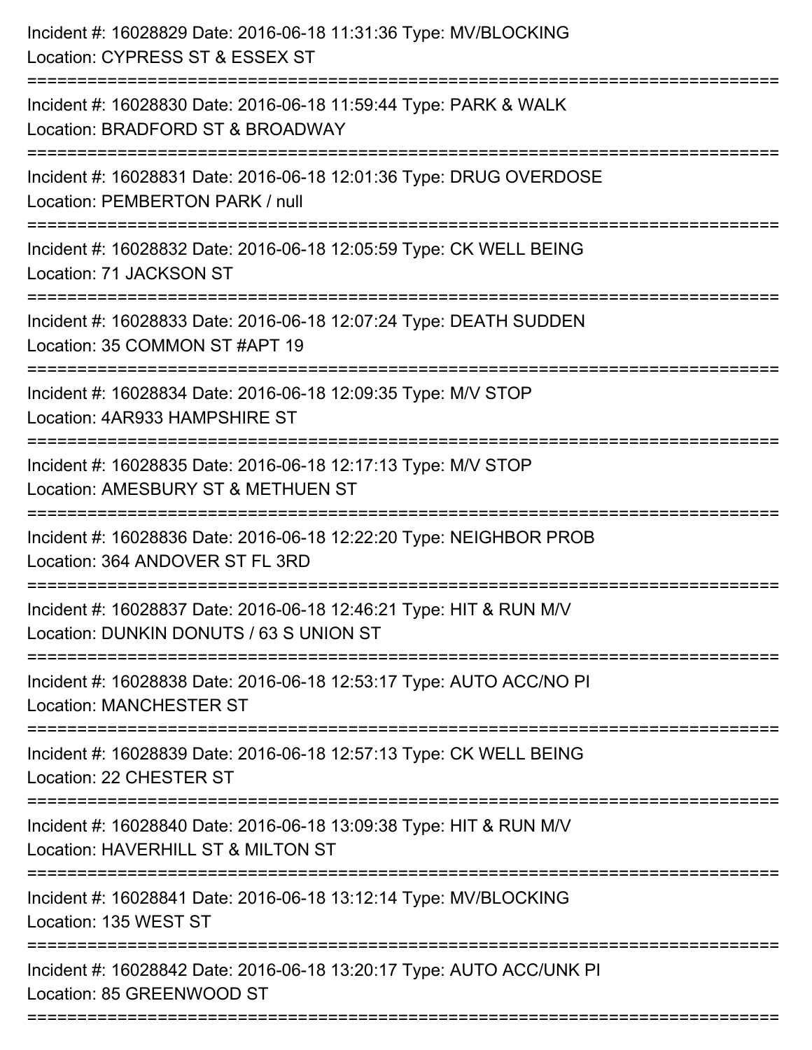Incident #: 16028829 Date: 2016-06-18 11:31:36 Type: MV/BLOCKING
Location: CYPRESS ST & ESSEX ST

===========================================================================

Incident #: 16028830 Date: 2016-06-18 11:59:44 Type: PARK & WALK
Location: BRADFORD ST & BROADWAY

===========================================================================

Incident #: 16028831 Date: 2016-06-18 12:01:36 Type: DRUG OVERDOSE
Location: PEMBERTON PARK / null

===========================================================================

Incident #: 16028832 Date: 2016-06-18 12:05:59 Type: CK WELL BEING
Location: 71 JACKSON ST

===========================================================================

Incident #: 16028833 Date: 2016-06-18 12:07:24 Type: DEATH SUDDEN
Location: 35 COMMON ST #APT 19

===========================================================================

Incident #: 16028834 Date: 2016-06-18 12:09:35 Type: M/V STOP
Location: 4AR933 HAMPSHIRE ST

===========================================================================

Incident #: 16028835 Date: 2016-06-18 12:17:13 Type: M/V STOP
Location: AMESBURY ST & METHUEN ST

===========================================================================

Incident #: 16028836 Date: 2016-06-18 12:22:20 Type: NEIGHBOR PROB
Location: 364 ANDOVER ST FL 3RD

===========================================================================

Incident #: 16028837 Date: 2016-06-18 12:46:21 Type: HIT & RUN M/V
Location: DUNKIN DONUTS / 63 S UNION ST

===========================================================================

Incident #: 16028838 Date: 2016-06-18 12:53:17 Type: AUTO ACC/NO PI
Location: MANCHESTER ST

===========================================================================

Incident #: 16028839 Date: 2016-06-18 12:57:13 Type: CK WELL BEING
Location: 22 CHESTER ST

===========================================================================

Incident #: 16028840 Date: 2016-06-18 13:09:38 Type: HIT & RUN M/V
Location: HAVERHILL ST & MILTON ST

===========================================================================

Incident #: 16028841 Date: 2016-06-18 13:12:14 Type: MV/BLOCKING
Location: 135 WEST ST

===========================================================================

Incident #: 16028842 Date: 2016-06-18 13:20:17 Type: AUTO ACC/UNK PI
Location: 85 GREENWOOD ST

===========================================================================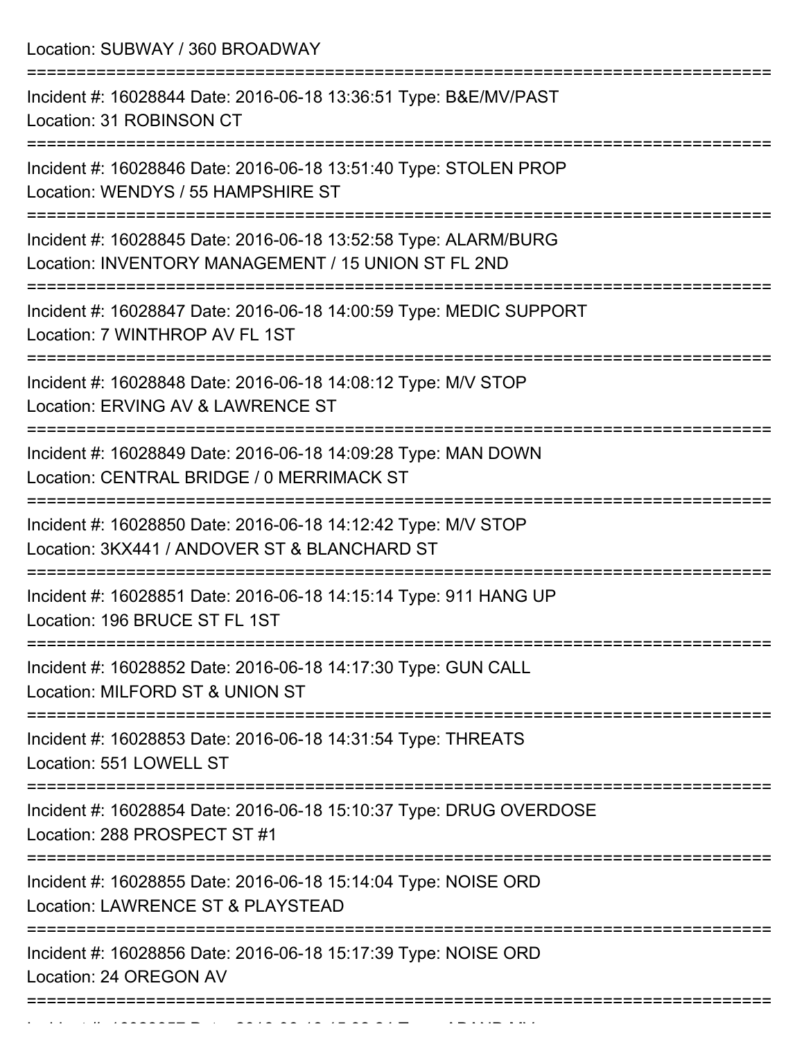Location: SUBWAY / 360 BROADWAY

===========================================================================

Incident #: 16028844 Date: 2016-06-18 13:36:51 Type: B&E/MV/PAST
Location: 31 ROBINSON CT

===========================================================================

Incident #: 16028846 Date: 2016-06-18 13:51:40 Type: STOLEN PROP
Location: WENDYS / 55 HAMPSHIRE ST

===========================================================================

Incident #: 16028845 Date: 2016-06-18 13:52:58 Type: ALARM/BURG
Location: INVENTORY MANAGEMENT / 15 UNION ST FL 2ND

===========================================================================

Incident #: 16028847 Date: 2016-06-18 14:00:59 Type: MEDIC SUPPORT
Location: 7 WINTHROP AV FL 1ST

===========================================================================

Incident #: 16028848 Date: 2016-06-18 14:08:12 Type: M/V STOP
Location: ERVING AV & LAWRENCE ST

===========================================================================

Incident #: 16028849 Date: 2016-06-18 14:09:28 Type: MAN DOWN
Location: CENTRAL BRIDGE / 0 MERRIMACK ST

===========================================================================

Incident #: 16028850 Date: 2016-06-18 14:12:42 Type: M/V STOP
Location: 3KX441 / ANDOVER ST & BLANCHARD ST

===========================================================================

Incident #: 16028851 Date: 2016-06-18 14:15:14 Type: 911 HANG UP
Location: 196 BRUCE ST FL 1ST

===========================================================================

Incident #: 16028852 Date: 2016-06-18 14:17:30 Type: GUN CALL
Location: MILFORD ST & UNION ST

===========================================================================

Incident #: 16028853 Date: 2016-06-18 14:31:54 Type: THREATS
Location: 551 LOWELL ST

===========================================================================

Incident #: 16028854 Date: 2016-06-18 15:10:37 Type: DRUG OVERDOSE
Location: 288 PROSPECT ST #1

===========================================================================

Incident #: 16028855 Date: 2016-06-18 15:14:04 Type: NOISE ORD
Location: LAWRENCE ST & PLAYSTEAD

===========================================================================

Incident #: 16028856 Date: 2016-06-18 15:17:39 Type: NOISE ORD
Location: 24 OREGON AV

===========================================================================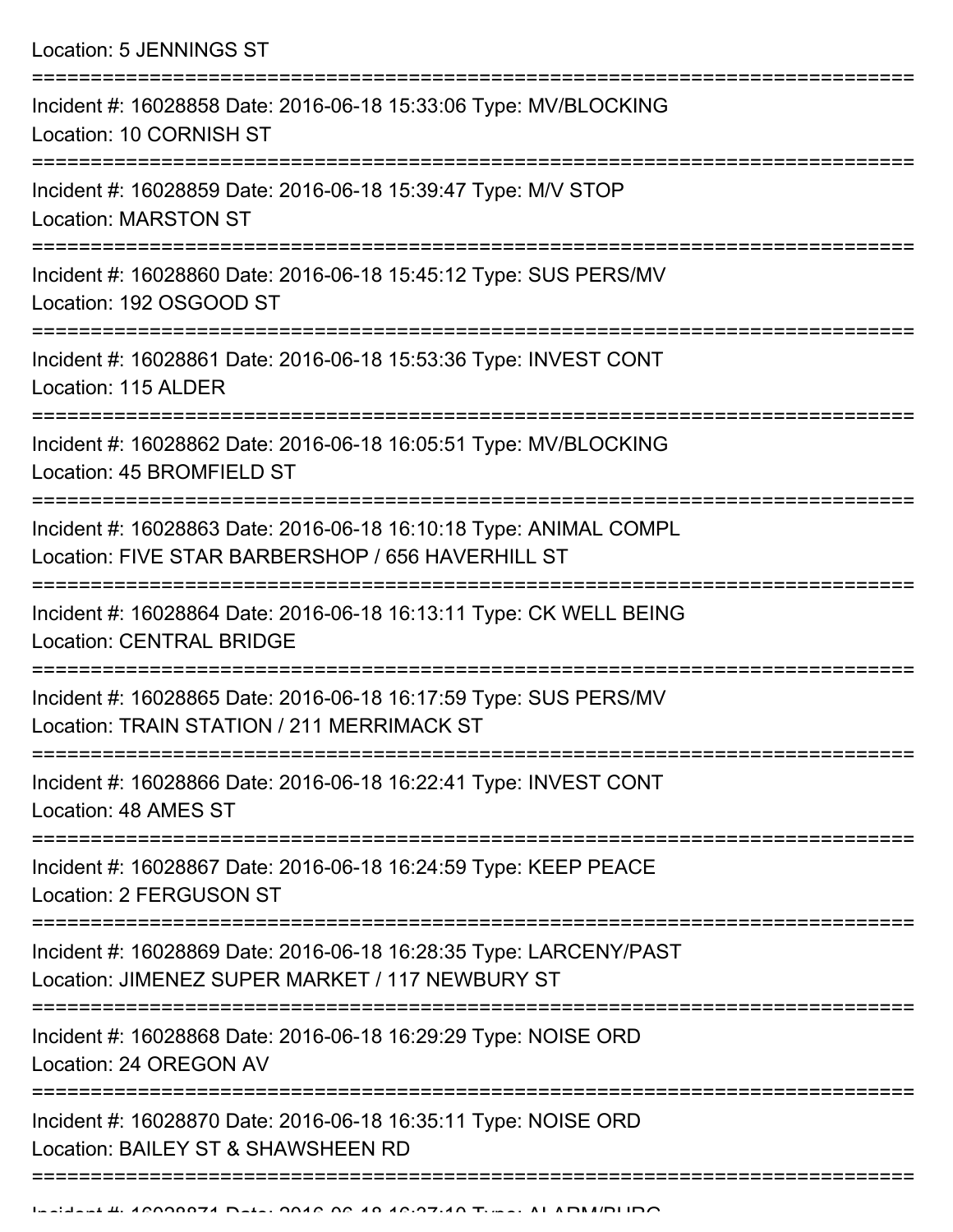Location: 5 JENNINGS ST

===========================================================================

Incident #: 16028858 Date: 2016-06-18 15:33:06 Type: MV/BLOCKING
Location: 10 CORNISH ST

===========================================================================

Incident #: 16028859 Date: 2016-06-18 15:39:47 Type: M/V STOP
Location: MARSTON ST

===========================================================================

Incident #: 16028860 Date: 2016-06-18 15:45:12 Type: SUS PERS/MV
Location: 192 OSGOOD ST

===========================================================================

Incident #: 16028861 Date: 2016-06-18 15:53:36 Type: INVEST CONT
Location: 115 ALDER

===========================================================================

Incident #: 16028862 Date: 2016-06-18 16:05:51 Type: MV/BLOCKING
Location: 45 BROMFIELD ST

===========================================================================

Incident #: 16028863 Date: 2016-06-18 16:10:18 Type: ANIMAL COMPL
Location: FIVE STAR BARBERSHOP / 656 HAVERHILL ST

===========================================================================

Incident #: 16028864 Date: 2016-06-18 16:13:11 Type: CK WELL BEING
Location: CENTRAL BRIDGE

===========================================================================

Incident #: 16028865 Date: 2016-06-18 16:17:59 Type: SUS PERS/MV
Location: TRAIN STATION / 211 MERRIMACK ST

===========================================================================

Incident #: 16028866 Date: 2016-06-18 16:22:41 Type: INVEST CONT
Location: 48 AMES ST

===========================================================================

Incident #: 16028867 Date: 2016-06-18 16:24:59 Type: KEEP PEACE
Location: 2 FERGUSON ST

===========================================================================

Incident #: 16028869 Date: 2016-06-18 16:28:35 Type: LARCENY/PAST
Location: JIMENEZ SUPER MARKET / 117 NEWBURY ST

===========================================================================

Incident #: 16028868 Date: 2016-06-18 16:29:29 Type: NOISE ORD
Location: 24 OREGON AV

===========================================================================

Incident #: 16028870 Date: 2016-06-18 16:35:11 Type: NOISE ORD
Location: BAILEY ST & SHAWSHEEN RD

===========================================================================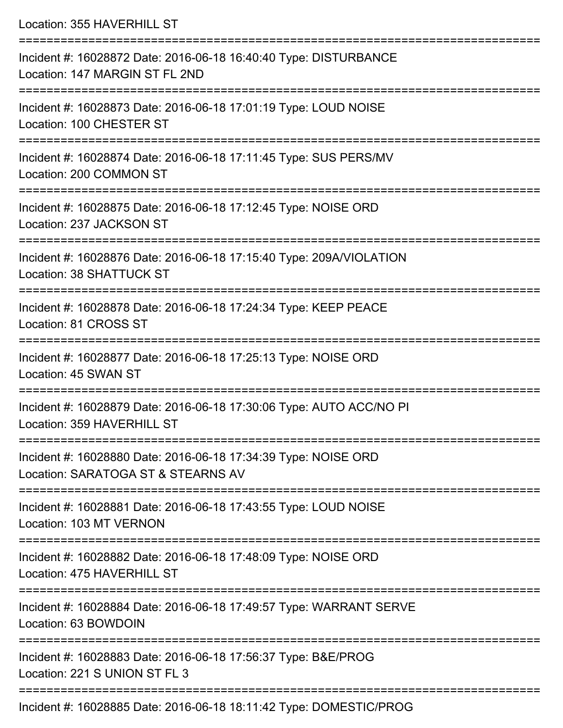Location: 355 HAVERHILL ST

===========================================================================

Incident #: 16028872 Date: 2016-06-18 16:40:40 Type: DISTURBANCE
Location: 147 MARGIN ST FL 2ND

===========================================================================

Incident #: 16028873 Date: 2016-06-18 17:01:19 Type: LOUD NOISE
Location: 100 CHESTER ST

===========================================================================

Incident #: 16028874 Date: 2016-06-18 17:11:45 Type: SUS PERS/MV
Location: 200 COMMON ST

===========================================================================

Incident #: 16028875 Date: 2016-06-18 17:12:45 Type: NOISE ORD
Location: 237 JACKSON ST

===========================================================================

Incident #: 16028876 Date: 2016-06-18 17:15:40 Type: 209A/VIOLATION
Location: 38 SHATTUCK ST

===========================================================================

Incident #: 16028878 Date: 2016-06-18 17:24:34 Type: KEEP PEACE
Location: 81 CROSS ST

===========================================================================

Incident #: 16028877 Date: 2016-06-18 17:25:13 Type: NOISE ORD
Location: 45 SWAN ST

===========================================================================

Incident #: 16028879 Date: 2016-06-18 17:30:06 Type: AUTO ACC/NO PI
Location: 359 HAVERHILL ST

===========================================================================

Incident #: 16028880 Date: 2016-06-18 17:34:39 Type: NOISE ORD
Location: SARATOGA ST & STEARNS AV

===========================================================================

Incident #: 16028881 Date: 2016-06-18 17:43:55 Type: LOUD NOISE
Location: 103 MT VERNON

===========================================================================

Incident #: 16028882 Date: 2016-06-18 17:48:09 Type: NOISE ORD
Location: 475 HAVERHILL ST

===========================================================================

Incident #: 16028884 Date: 2016-06-18 17:49:57 Type: WARRANT SERVE
Location: 63 BOWDOIN

===========================================================================

Incident #: 16028883 Date: 2016-06-18 17:56:37 Type: B&E/PROG
Location: 221 S UNION ST FL 3

===========================================================================

Incident #: 16028885 Date: 2016-06-18 18:11:42 Type: DOMESTIC/PROG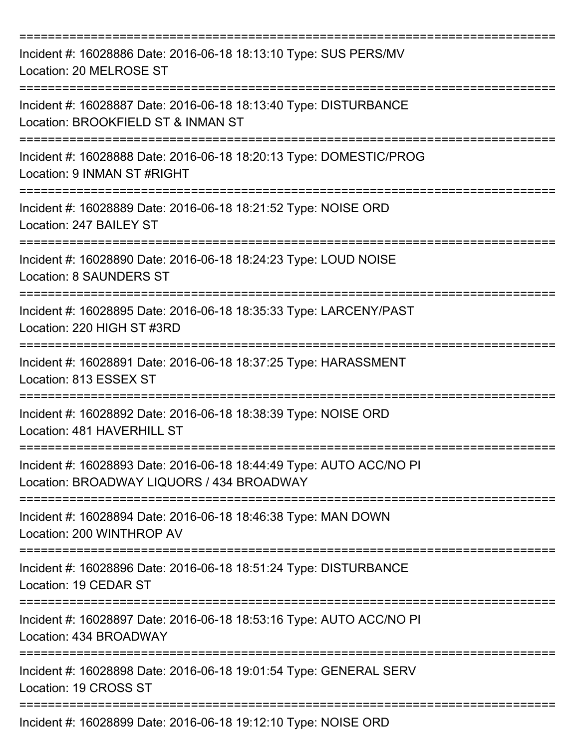===========================================================================

Incident #: 16028886 Date: 2016-06-18 18:13:10 Type: SUS PERS/MV
Location: 20 MELROSE ST

===========================================================================

Incident #: 16028887 Date: 2016-06-18 18:13:40 Type: DISTURBANCE
Location: BROOKFIELD ST & INMAN ST

===========================================================================

Incident #: 16028888 Date: 2016-06-18 18:20:13 Type: DOMESTIC/PROG
Location: 9 INMAN ST #RIGHT

===========================================================================

Incident #: 16028889 Date: 2016-06-18 18:21:52 Type: NOISE ORD
Location: 247 BAILEY ST

===========================================================================

Incident #: 16028890 Date: 2016-06-18 18:24:23 Type: LOUD NOISE
Location: 8 SAUNDERS ST

===========================================================================

Incident #: 16028895 Date: 2016-06-18 18:35:33 Type: LARCENY/PAST
Location: 220 HIGH ST #3RD

===========================================================================

Incident #: 16028891 Date: 2016-06-18 18:37:25 Type: HARASSMENT
Location: 813 ESSEX ST

===========================================================================

Incident #: 16028892 Date: 2016-06-18 18:38:39 Type: NOISE ORD
Location: 481 HAVERHILL ST

===========================================================================

Incident #: 16028893 Date: 2016-06-18 18:44:49 Type: AUTO ACC/NO PI
Location: BROADWAY LIQUORS / 434 BROADWAY

===========================================================================

Incident #: 16028894 Date: 2016-06-18 18:46:38 Type: MAN DOWN
Location: 200 WINTHROP AV

===========================================================================

Incident #: 16028896 Date: 2016-06-18 18:51:24 Type: DISTURBANCE
Location: 19 CEDAR ST

===========================================================================

Incident #: 16028897 Date: 2016-06-18 18:53:16 Type: AUTO ACC/NO PI
Location: 434 BROADWAY

===========================================================================

Incident #: 16028898 Date: 2016-06-18 19:01:54 Type: GENERAL SERV
Location: 19 CROSS ST

===========================================================================

Incident #: 16028899 Date: 2016-06-18 19:12:10 Type: NOISE ORD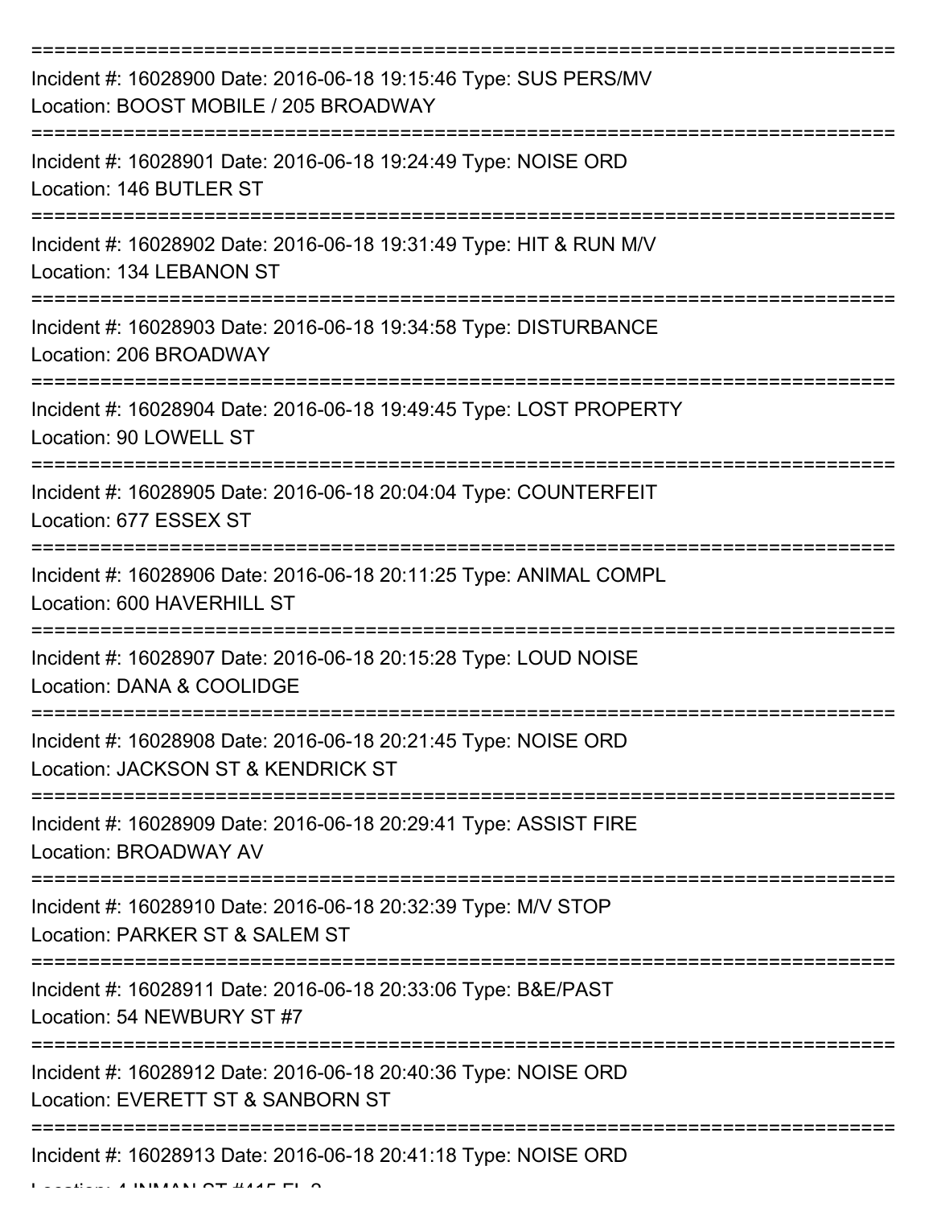===========================================================================

Incident #: 16028900 Date: 2016-06-18 19:15:46 Type: SUS PERS/MV
Location: BOOST MOBILE / 205 BROADWAY

===========================================================================

Incident #: 16028901 Date: 2016-06-18 19:24:49 Type: NOISE ORD
Location: 146 BUTLER ST

===========================================================================

Incident #: 16028902 Date: 2016-06-18 19:31:49 Type: HIT & RUN M/V
Location: 134 LEBANON ST

===========================================================================

Incident #: 16028903 Date: 2016-06-18 19:34:58 Type: DISTURBANCE
Location: 206 BROADWAY

===========================================================================

Incident #: 16028904 Date: 2016-06-18 19:49:45 Type: LOST PROPERTY
Location: 90 LOWELL ST

===========================================================================

Incident #: 16028905 Date: 2016-06-18 20:04:04 Type: COUNTERFEIT
Location: 677 ESSEX ST

===========================================================================

Incident #: 16028906 Date: 2016-06-18 20:11:25 Type: ANIMAL COMPL
Location: 600 HAVERHILL ST

===========================================================================

Incident #: 16028907 Date: 2016-06-18 20:15:28 Type: LOUD NOISE
Location: DANA & COOLIDGE

===========================================================================

Incident #: 16028908 Date: 2016-06-18 20:21:45 Type: NOISE ORD
Location: JACKSON ST & KENDRICK ST

===========================================================================

Incident #: 16028909 Date: 2016-06-18 20:29:41 Type: ASSIST FIRE
Location: BROADWAY AV

===========================================================================

Incident #: 16028910 Date: 2016-06-18 20:32:39 Type: M/V STOP
Location: PARKER ST & SALEM ST

===========================================================================

Incident #: 16028911 Date: 2016-06-18 20:33:06 Type: B&E/PAST
Location: 54 NEWBURY ST #7

===========================================================================

Incident #: 16028912 Date: 2016-06-18 20:40:36 Type: NOISE ORD
Location: EVERETT ST & SANBORN ST

===========================================================================

Incident #: 16028913 Date: 2016-06-18 20:41:18 Type: NOISE ORD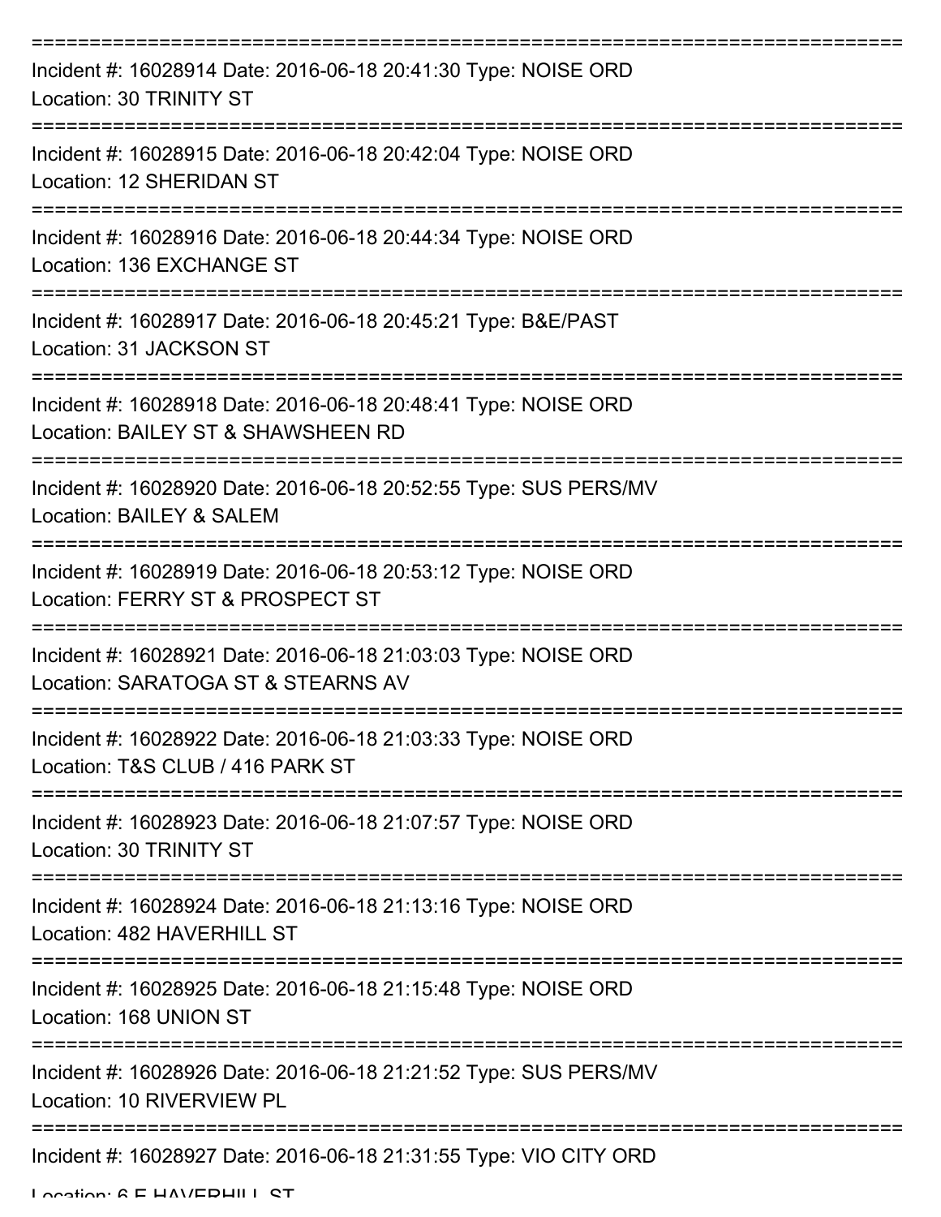===========================================================================

Incident #: 16028914 Date: 2016-06-18 20:41:30 Type: NOISE ORD

Location: 30 TRINITY ST

===========================================================================

Incident #: 16028915 Date: 2016-06-18 20:42:04 Type: NOISE ORD

Location: 12 SHERIDAN ST

===========================================================================

Incident #: 16028916 Date: 2016-06-18 20:44:34 Type: NOISE ORD

Location: 136 EXCHANGE ST

===========================================================================

Incident #: 16028917 Date: 2016-06-18 20:45:21 Type: B&E/PAST

Location: 31 JACKSON ST

===========================================================================

Incident #: 16028918 Date: 2016-06-18 20:48:41 Type: NOISE ORD

Location: BAILEY ST & SHAWSHEEN RD

===========================================================================

Incident #: 16028920 Date: 2016-06-18 20:52:55 Type: SUS PERS/MV

Location: BAILEY & SALEM

===========================================================================

Incident #: 16028919 Date: 2016-06-18 20:53:12 Type: NOISE ORD

Location: FERRY ST & PROSPECT ST

===========================================================================

Incident #: 16028921 Date: 2016-06-18 21:03:03 Type: NOISE ORD

Location: SARATOGA ST & STEARNS AV

===========================================================================

Incident #: 16028922 Date: 2016-06-18 21:03:33 Type: NOISE ORD

Location: T&S CLUB / 416 PARK ST

===========================================================================

Incident #: 16028923 Date: 2016-06-18 21:07:57 Type: NOISE ORD

Location: 30 TRINITY ST

===========================================================================

Incident #: 16028924 Date: 2016-06-18 21:13:16 Type: NOISE ORD

Location: 482 HAVERHILL ST

===========================================================================

Incident #: 16028925 Date: 2016-06-18 21:15:48 Type: NOISE ORD

Location: 168 UNION ST

===========================================================================

Incident #: 16028926 Date: 2016-06-18 21:21:52 Type: SUS PERS/MV

Location: 10 RIVERVIEW PL

===========================================================================

Incident #: 16028927 Date: 2016-06-18 21:31:55 Type: VIO CITY ORD

Location: 6 E HAVERHILL ST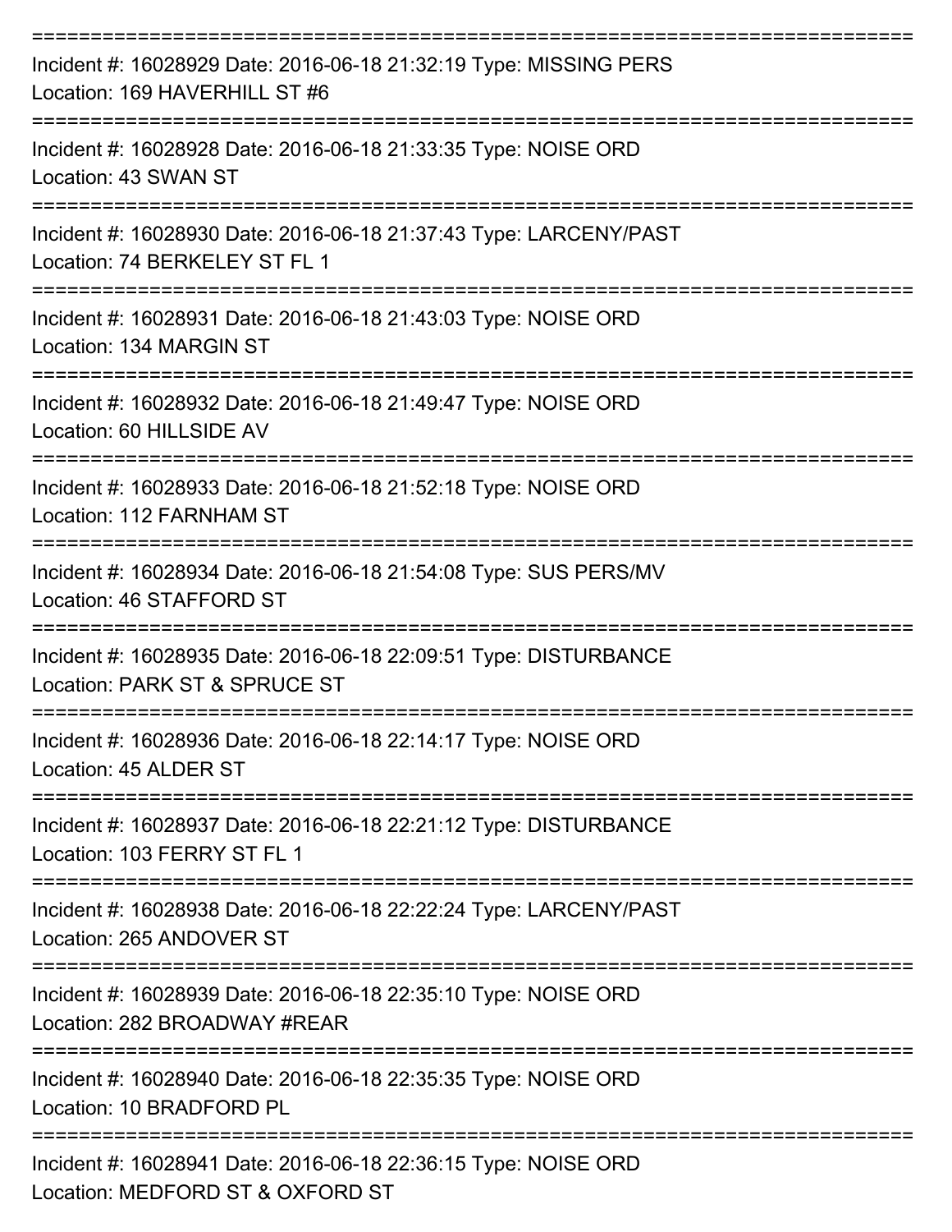===========================================================================

Incident #: 16028929 Date: 2016-06-18 21:32:19 Type: MISSING PERS
Location: 169 HAVERHILL ST #6

===========================================================================

Incident #: 16028928 Date: 2016-06-18 21:33:35 Type: NOISE ORD
Location: 43 SWAN ST

===========================================================================

Incident #: 16028930 Date: 2016-06-18 21:37:43 Type: LARCENY/PAST
Location: 74 BERKELEY ST FL 1

===========================================================================

Incident #: 16028931 Date: 2016-06-18 21:43:03 Type: NOISE ORD
Location: 134 MARGIN ST

===========================================================================

Incident #: 16028932 Date: 2016-06-18 21:49:47 Type: NOISE ORD
Location: 60 HILLSIDE AV

===========================================================================

Incident #: 16028933 Date: 2016-06-18 21:52:18 Type: NOISE ORD
Location: 112 FARNHAM ST

===========================================================================

Incident #: 16028934 Date: 2016-06-18 21:54:08 Type: SUS PERS/MV
Location: 46 STAFFORD ST

===========================================================================

Incident #: 16028935 Date: 2016-06-18 22:09:51 Type: DISTURBANCE
Location: PARK ST & SPRUCE ST

===========================================================================

Incident #: 16028936 Date: 2016-06-18 22:14:17 Type: NOISE ORD
Location: 45 ALDER ST

===========================================================================

Incident #: 16028937 Date: 2016-06-18 22:21:12 Type: DISTURBANCE
Location: 103 FERRY ST FL 1

===========================================================================

Incident #: 16028938 Date: 2016-06-18 22:22:24 Type: LARCENY/PAST
Location: 265 ANDOVER ST

===========================================================================

Incident #: 16028939 Date: 2016-06-18 22:35:10 Type: NOISE ORD
Location: 282 BROADWAY #REAR

===========================================================================

Incident #: 16028940 Date: 2016-06-18 22:35:35 Type: NOISE ORD
Location: 10 BRADFORD PL

===========================================================================

Incident #: 16028941 Date: 2016-06-18 22:36:15 Type: NOISE ORD
Location: MEDFORD ST & OXFORD ST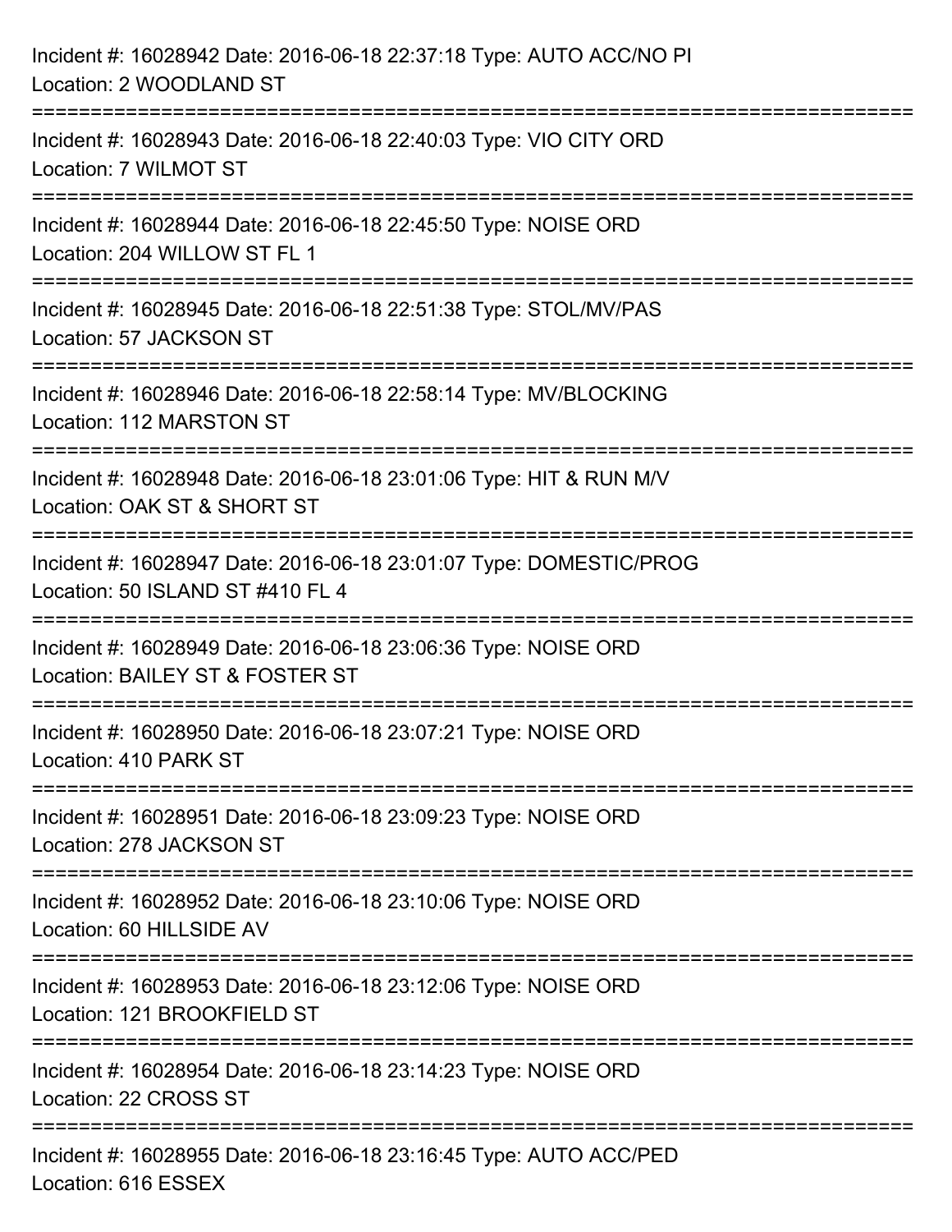Incident #: 16028942 Date: 2016-06-18 22:37:18 Type: AUTO ACC/NO PI
Location: 2 WOODLAND ST

===========================================================================

Incident #: 16028943 Date: 2016-06-18 22:40:03 Type: VIO CITY ORD
Location: 7 WILMOT ST

===========================================================================

Incident #: 16028944 Date: 2016-06-18 22:45:50 Type: NOISE ORD
Location: 204 WILLOW ST FL 1

===========================================================================

Incident #: 16028945 Date: 2016-06-18 22:51:38 Type: STOL/MV/PAS
Location: 57 JACKSON ST

===========================================================================

Incident #: 16028946 Date: 2016-06-18 22:58:14 Type: MV/BLOCKING
Location: 112 MARSTON ST

===========================================================================

Incident #: 16028948 Date: 2016-06-18 23:01:06 Type: HIT & RUN M/V
Location: OAK ST & SHORT ST

===========================================================================

Incident #: 16028947 Date: 2016-06-18 23:01:07 Type: DOMESTIC/PROG
Location: 50 ISLAND ST #410 FL 4

===========================================================================

Incident #: 16028949 Date: 2016-06-18 23:06:36 Type: NOISE ORD
Location: BAILEY ST & FOSTER ST

===========================================================================

Incident #: 16028950 Date: 2016-06-18 23:07:21 Type: NOISE ORD
Location: 410 PARK ST

===========================================================================

Incident #: 16028951 Date: 2016-06-18 23:09:23 Type: NOISE ORD
Location: 278 JACKSON ST

===========================================================================

Incident #: 16028952 Date: 2016-06-18 23:10:06 Type: NOISE ORD
Location: 60 HILLSIDE AV

===========================================================================

Incident #: 16028953 Date: 2016-06-18 23:12:06 Type: NOISE ORD
Location: 121 BROOKFIELD ST

===========================================================================

Incident #: 16028954 Date: 2016-06-18 23:14:23 Type: NOISE ORD
Location: 22 CROSS ST

===========================================================================

Incident #: 16028955 Date: 2016-06-18 23:16:45 Type: AUTO ACC/PED
Location: 616 ESSEX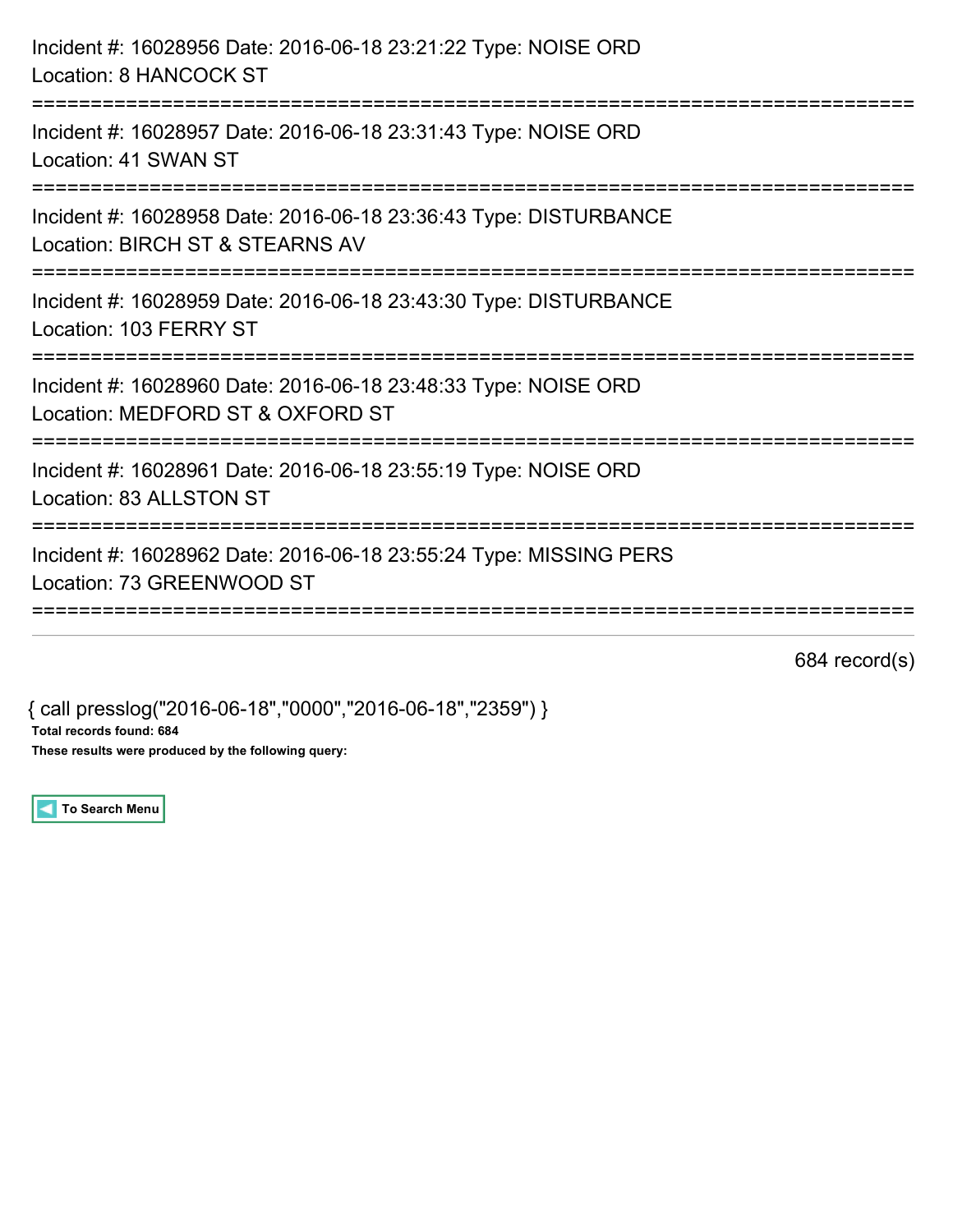Incident #: 16028956 Date: 2016-06-18 23:21:22 Type: NOISE ORD
Location: 8 HANCOCK ST

===========================================================================

Incident #: 16028957 Date: 2016-06-18 23:31:43 Type: NOISE ORD
Location: 41 SWAN ST

===========================================================================

Incident #: 16028958 Date: 2016-06-18 23:36:43 Type: DISTURBANCE
Location: BIRCH ST & STEARNS AV

===========================================================================

Incident #: 16028959 Date: 2016-06-18 23:43:30 Type: DISTURBANCE
Location: 103 FERRY ST

===========================================================================

Incident #: 16028960 Date: 2016-06-18 23:48:33 Type: NOISE ORD
Location: MEDFORD ST & OXFORD ST

===========================================================================

Incident #: 16028961 Date: 2016-06-18 23:55:19 Type: NOISE ORD
Location: 83 ALLSTON ST

===========================================================================

Incident #: 16028962 Date: 2016-06-18 23:55:24 Type: MISSING PERS
Location: 73 GREENWOOD ST

===========================================================================

684 record(s)

{ call presslog("2016-06-18","0000","2016-06-18","2359") }

**Total records found: 684**

**These results were produced by the following query:**

To Search Menu